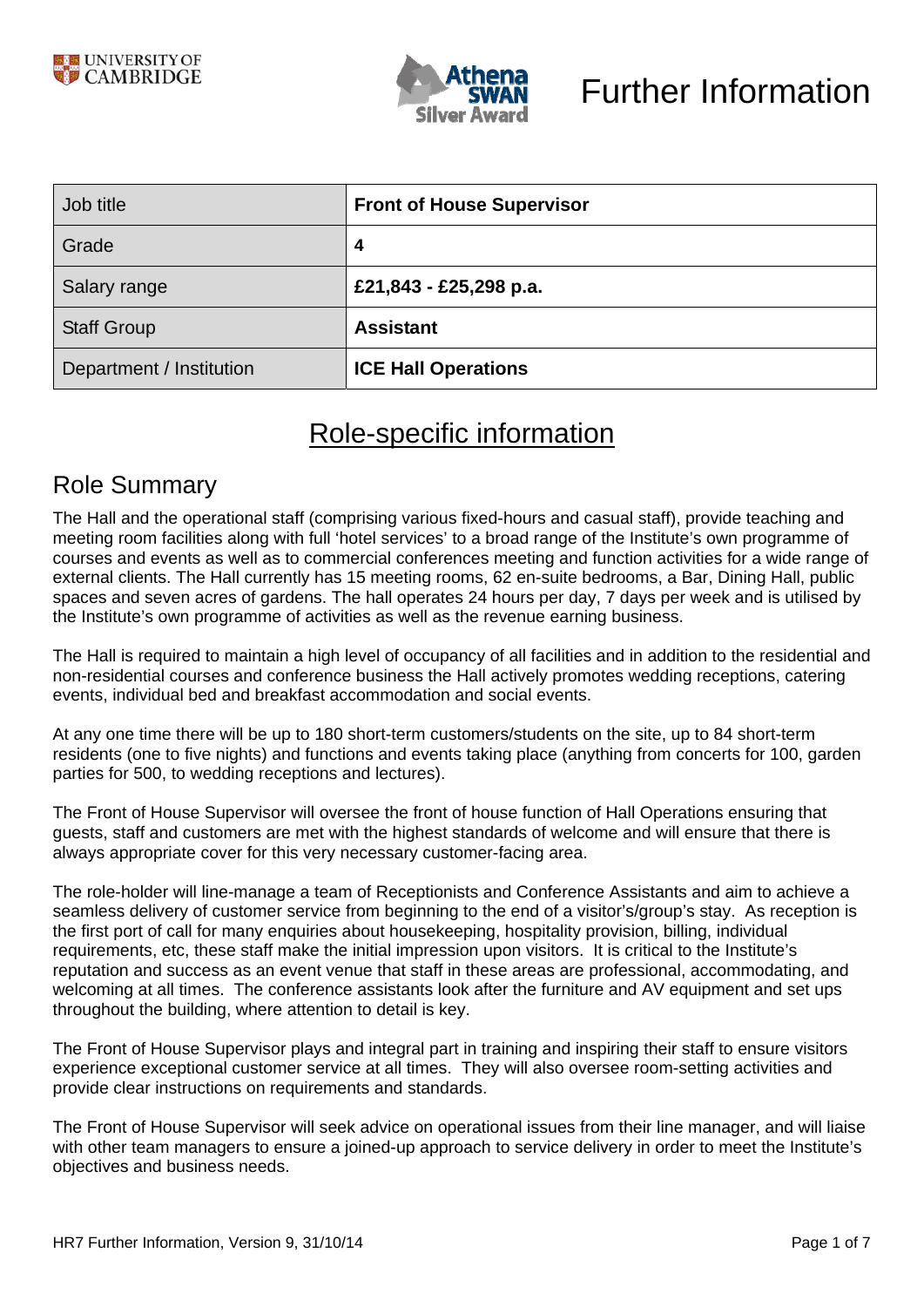# Further Information

| Job title | **Front of House Supervisor** |
| --- | --- |
| Grade | **4** |
| Salary range | **£21,843 - £25,298 p.a.** |
| Staff Group | **Assistant** |
| Department / Institution | **ICE Hall Operations** |

# Role-specific information

## Role Summary

The Hall and the operational staff (comprising various fixed-hours and casual staff), provide teaching and meeting room facilities along with full 'hotel services' to a broad range of the Institute's own programme of courses and events as well as to commercial conferences meeting and function activities for a wide range of external clients. The Hall currently has 15 meeting rooms, 62 en-suite bedrooms, a Bar, Dining Hall, public spaces and seven acres of gardens. The hall operates 24 hours per day, 7 days per week and is utilised by the Institute's own programme of activities as well as the revenue earning business.

The Hall is required to maintain a high level of occupancy of all facilities and in addition to the residential and non-residential courses and conference business the Hall actively promotes wedding receptions, catering events, individual bed and breakfast accommodation and social events.

At any one time there will be up to 180 short-term customers/students on the site, up to 84 short-term residents (one to five nights) and functions and events taking place (anything from concerts for 100, garden parties for 500, to wedding receptions and lectures).

The Front of House Supervisor will oversee the front of house function of Hall Operations ensuring that guests, staff and customers are met with the highest standards of welcome and will ensure that there is always appropriate cover for this very necessary customer-facing area.

The role-holder will line-manage a team of Receptionists and Conference Assistants and aim to achieve a seamless delivery of customer service from beginning to the end of a visitor's/group's stay. As reception is the first port of call for many enquiries about housekeeping, hospitality provision, billing, individual requirements, etc, these staff make the initial impression upon visitors. It is critical to the Institute's reputation and success as an event venue that staff in these areas are professional, accommodating, and welcoming at all times. The conference assistants look after the furniture and AV equipment and set ups throughout the building, where attention to detail is key.

The Front of House Supervisor plays and integral part in training and inspiring their staff to ensure visitors experience exceptional customer service at all times. They will also oversee room-setting activities and provide clear instructions on requirements and standards.

The Front of House Supervisor will seek advice on operational issues from their line manager, and will liaise with other team managers to ensure a joined-up approach to service delivery in order to meet the Institute's objectives and business needs.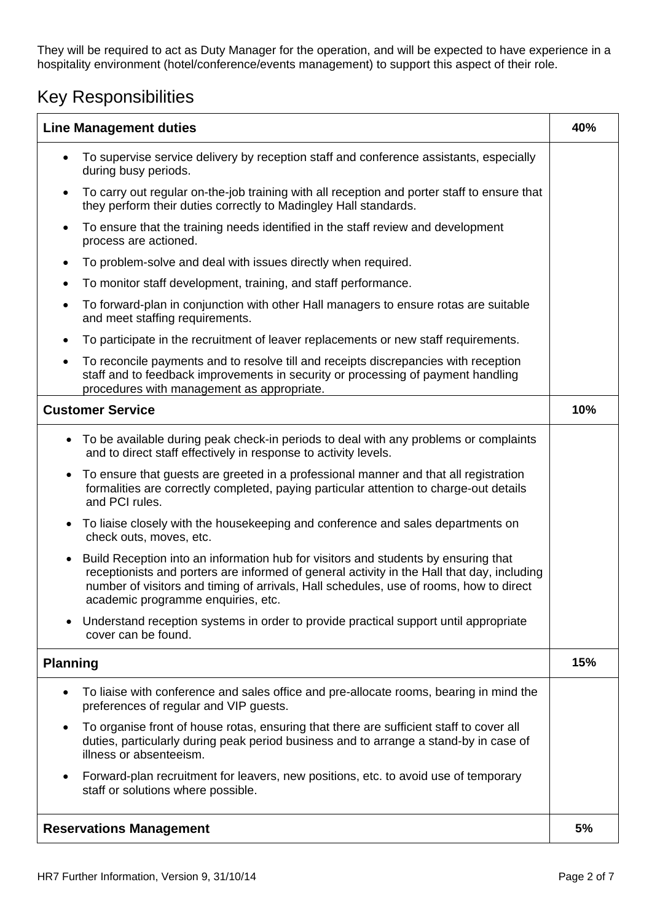They will be required to act as Duty Manager for the operation, and will be expected to have experience in a hospitality environment (hotel/conference/events management) to support this aspect of their role.

## Key Responsibilities

| **Line Management duties** | **40%** |
|---|---|
| • To supervise service delivery by reception staff and conference assistants, especially during busy periods.<br>• To carry out regular on-the-job training with all reception and porter staff to ensure that they perform their duties correctly to Madingley Hall standards.<br>• To ensure that the training needs identified in the staff review and development process are actioned.<br>• To problem-solve and deal with issues directly when required.<br>• To monitor staff development, training, and staff performance.<br>• To forward-plan in conjunction with other Hall managers to ensure rotas are suitable and meet staffing requirements.<br>• To participate in the recruitment of leaver replacements or new staff requirements.<br>• To reconcile payments and to resolve till and receipts discrepancies with reception staff and to feedback improvements in security or processing of payment handling procedures with management as appropriate. | |
| **Customer Service** | **10%** |
| • To be available during peak check-in periods to deal with any problems or complaints and to direct staff effectively in response to activity levels.<br>• To ensure that guests are greeted in a professional manner and that all registration formalities are correctly completed, paying particular attention to charge-out details and PCI rules.<br>• To liaise closely with the housekeeping and conference and sales departments on check outs, moves, etc.<br>• Build Reception into an information hub for visitors and students by ensuring that receptionists and porters are informed of general activity in the Hall that day, including number of visitors and timing of arrivals, Hall schedules, use of rooms, how to direct academic programme enquiries, etc.<br>• Understand reception systems in order to provide practical support until appropriate cover can be found. | |
| **Planning** | **15%** |
| • To liaise with conference and sales office and pre-allocate rooms, bearing in mind the preferences of regular and VIP guests.<br>• To organise front of house rotas, ensuring that there are sufficient staff to cover all duties, particularly during peak period business and to arrange a stand-by in case of illness or absenteeism.<br>• Forward-plan recruitment for leavers, new positions, etc. to avoid use of temporary staff or solutions where possible. | |
| **Reservations Management** | **5%** |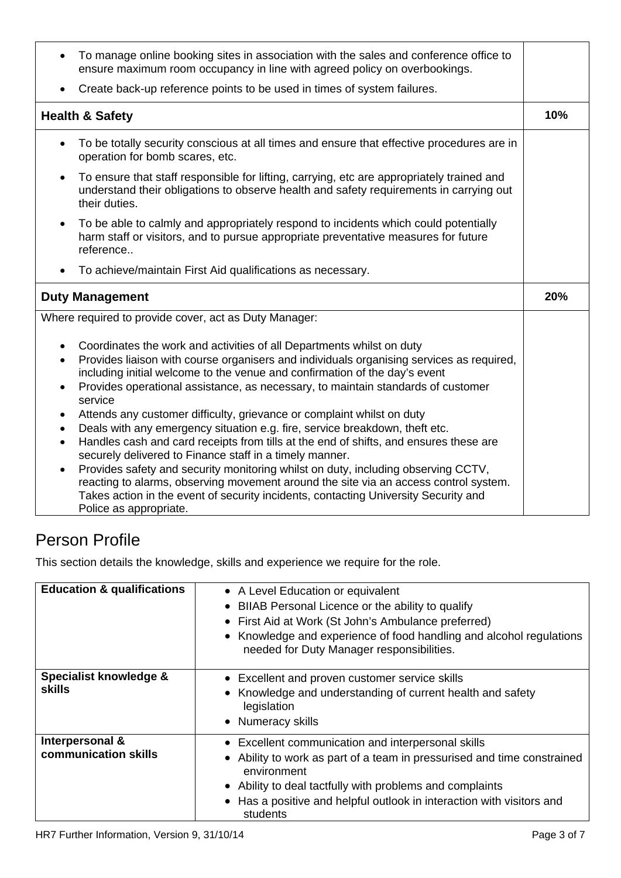| | |
|---|---|
| • To manage online booking sites in association with the sales and conference office to ensure maximum room occupancy in line with agreed policy on overbookings.<br>• Create back-up reference points to be used in times of system failures. | |
| **Health & Safety** | **10%** |
| • To be totally security conscious at all times and ensure that effective procedures are in operation for bomb scares, etc.<br>• To ensure that staff responsible for lifting, carrying, etc are appropriately trained and understand their obligations to observe health and safety requirements in carrying out their duties.<br>• To be able to calmly and appropriately respond to incidents which could potentially harm staff or visitors, and to pursue appropriate preventative measures for future reference..<br>• To achieve/maintain First Aid qualifications as necessary. | |
| **Duty Management** | **20%** |
| Where required to provide cover, act as Duty Manager:<br>• Coordinates the work and activities of all Departments whilst on duty<br>• Provides liaison with course organisers and individuals organising services as required, including initial welcome to the venue and confirmation of the day's event<br>• Provides operational assistance, as necessary, to maintain standards of customer service<br>• Attends any customer difficulty, grievance or complaint whilst on duty<br>• Deals with any emergency situation e.g. fire, service breakdown, theft etc.<br>• Handles cash and card receipts from tills at the end of shifts, and ensures these are securely delivered to Finance staff in a timely manner.<br>• Provides safety and security monitoring whilst on duty, including observing CCTV, reacting to alarms, observing movement around the site via an access control system. Takes action in the event of security incidents, contacting University Security and Police as appropriate. | |

## Person Profile

This section details the knowledge, skills and experience we require for the role.

| | |
|---|---|
| **Education & qualifications** | • A Level Education or equivalent<br>• BIIAB Personal Licence or the ability to qualify<br>• First Aid at Work (St John's Ambulance preferred)<br>• Knowledge and experience of food handling and alcohol regulations needed for Duty Manager responsibilities. |
| **Specialist knowledge & skills** | • Excellent and proven customer service skills<br>• Knowledge and understanding of current health and safety legislation<br>• Numeracy skills |
| **Interpersonal & communication skills** | • Excellent communication and interpersonal skills<br>• Ability to work as part of a team in pressurised and time constrained environment<br>• Ability to deal tactfully with problems and complaints<br>• Has a positive and helpful outlook in interaction with visitors and students |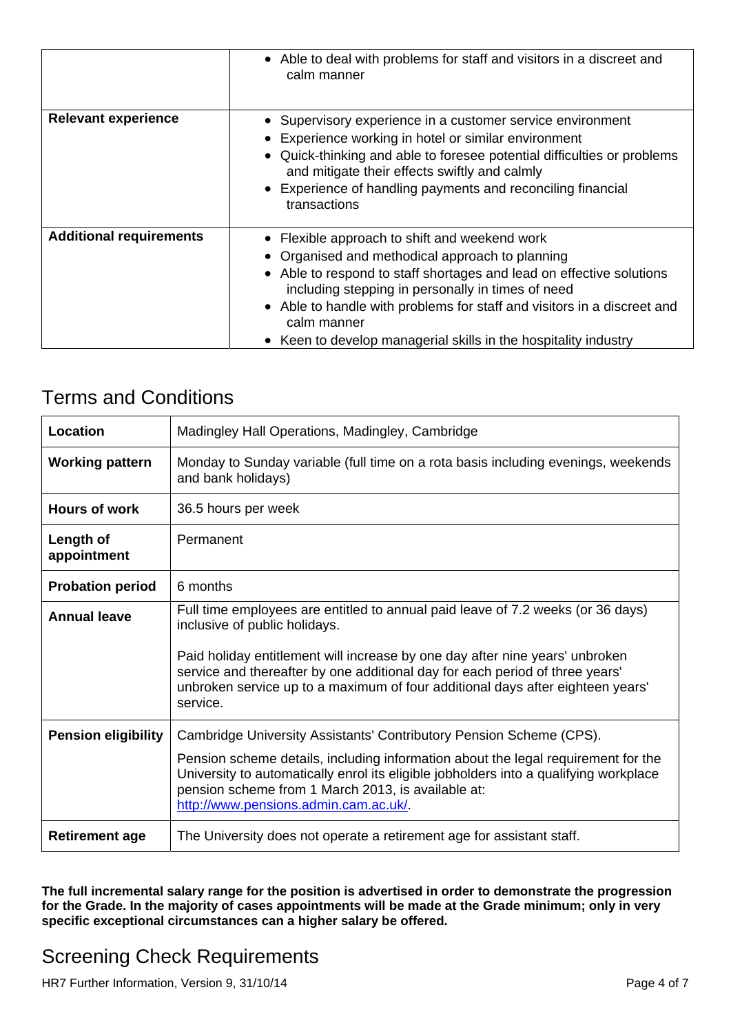| | |
|---|---|
| | • Able to deal with problems for staff and visitors in a discreet and calm manner |
| **Relevant experience** | • Supervisory experience in a customer service environment<br>• Experience working in hotel or similar environment<br>• Quick-thinking and able to foresee potential difficulties or problems and mitigate their effects swiftly and calmly<br>• Experience of handling payments and reconciling financial transactions |
| **Additional requirements** | • Flexible approach to shift and weekend work<br>• Organised and methodical approach to planning<br>• Able to respond to staff shortages and lead on effective solutions including stepping in personally in times of need<br>• Able to handle with problems for staff and visitors in a discreet and calm manner<br>• Keen to develop managerial skills in the hospitality industry |

## Terms and Conditions

| | |
|---|---|
| **Location** | Madingley Hall Operations, Madingley, Cambridge |
| **Working pattern** | Monday to Sunday variable (full time on a rota basis including evenings, weekends and bank holidays) |
| **Hours of work** | 36.5 hours per week |
| **Length of appointment** | Permanent |
| **Probation period** | 6 months |
| **Annual leave** | Full time employees are entitled to annual paid leave of 7.2 weeks (or 36 days) inclusive of public holidays.<br><br>Paid holiday entitlement will increase by one day after nine years' unbroken service and thereafter by one additional day for each period of three years' unbroken service up to a maximum of four additional days after eighteen years' service. |
| **Pension eligibility** | Cambridge University Assistants' Contributory Pension Scheme (CPS).<br><br>Pension scheme details, including information about the legal requirement for the University to automatically enrol its eligible jobholders into a qualifying workplace pension scheme from 1 March 2013, is available at: http://www.pensions.admin.cam.ac.uk/. |
| **Retirement age** | The University does not operate a retirement age for assistant staff. |

**The full incremental salary range for the position is advertised in order to demonstrate the progression for the Grade. In the majority of cases appointments will be made at the Grade minimum; only in very specific exceptional circumstances can a higher salary be offered.**

## Screening Check Requirements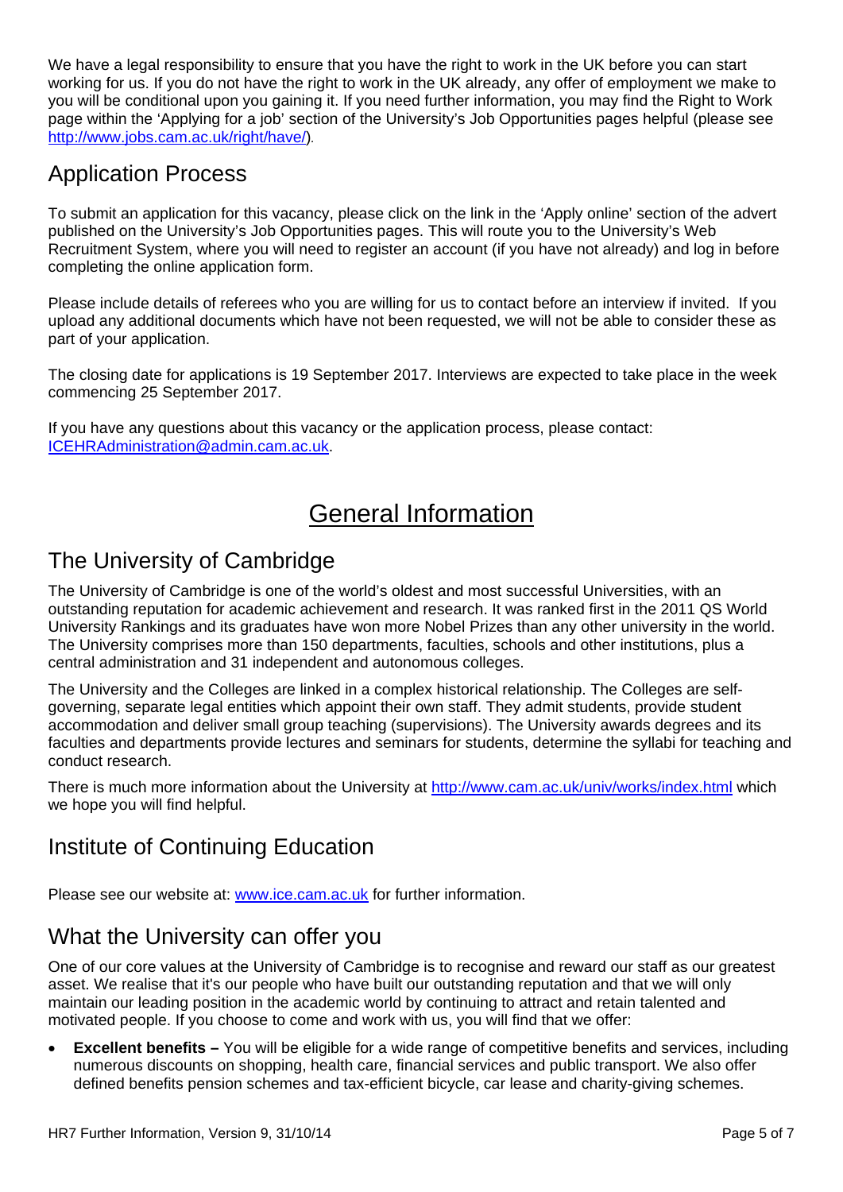We have a legal responsibility to ensure that you have the right to work in the UK before you can start working for us. If you do not have the right to work in the UK already, any offer of employment we make to you will be conditional upon you gaining it. If you need further information, you may find the Right to Work page within the 'Applying for a job' section of the University's Job Opportunities pages helpful (please see http://www.jobs.cam.ac.uk/right/have/).

## Application Process

To submit an application for this vacancy, please click on the link in the 'Apply online' section of the advert published on the University's Job Opportunities pages. This will route you to the University's Web Recruitment System, where you will need to register an account (if you have not already) and log in before completing the online application form.

Please include details of referees who you are willing for us to contact before an interview if invited. If you upload any additional documents which have not been requested, we will not be able to consider these as part of your application.

The closing date for applications is 19 September 2017. Interviews are expected to take place in the week commencing 25 September 2017.

If you have any questions about this vacancy or the application process, please contact: ICEHRAdministration@admin.cam.ac.uk.

# General Information

## The University of Cambridge

The University of Cambridge is one of the world's oldest and most successful Universities, with an outstanding reputation for academic achievement and research. It was ranked first in the 2011 QS World University Rankings and its graduates have won more Nobel Prizes than any other university in the world. The University comprises more than 150 departments, faculties, schools and other institutions, plus a central administration and 31 independent and autonomous colleges.

The University and the Colleges are linked in a complex historical relationship. The Colleges are self-governing, separate legal entities which appoint their own staff. They admit students, provide student accommodation and deliver small group teaching (supervisions). The University awards degrees and its faculties and departments provide lectures and seminars for students, determine the syllabi for teaching and conduct research.

There is much more information about the University at http://www.cam.ac.uk/univ/works/index.html which we hope you will find helpful.

## Institute of Continuing Education

Please see our website at: www.ice.cam.ac.uk for further information.

## What the University can offer you

One of our core values at the University of Cambridge is to recognise and reward our staff as our greatest asset. We realise that it's our people who have built our outstanding reputation and that we will only maintain our leading position in the academic world by continuing to attract and retain talented and motivated people. If you choose to come and work with us, you will find that we offer:

- **Excellent benefits –** You will be eligible for a wide range of competitive benefits and services, including numerous discounts on shopping, health care, financial services and public transport. We also offer defined benefits pension schemes and tax-efficient bicycle, car lease and charity-giving schemes.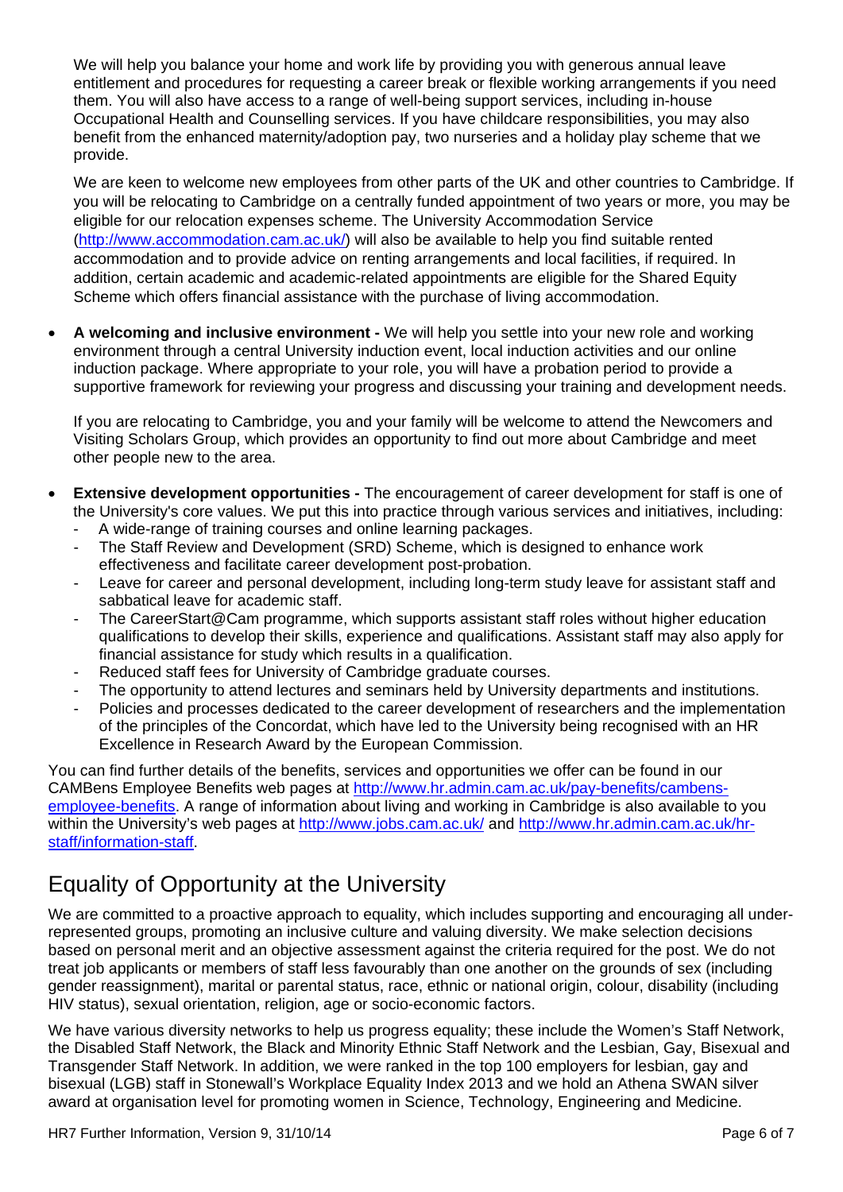We will help you balance your home and work life by providing you with generous annual leave entitlement and procedures for requesting a career break or flexible working arrangements if you need them. You will also have access to a range of well-being support services, including in-house Occupational Health and Counselling services. If you have childcare responsibilities, you may also benefit from the enhanced maternity/adoption pay, two nurseries and a holiday play scheme that we provide.

We are keen to welcome new employees from other parts of the UK and other countries to Cambridge. If you will be relocating to Cambridge on a centrally funded appointment of two years or more, you may be eligible for our relocation expenses scheme. The University Accommodation Service (http://www.accommodation.cam.ac.uk/) will also be available to help you find suitable rented accommodation and to provide advice on renting arrangements and local facilities, if required. In addition, certain academic and academic-related appointments are eligible for the Shared Equity Scheme which offers financial assistance with the purchase of living accommodation.

- **A welcoming and inclusive environment -** We will help you settle into your new role and working environment through a central University induction event, local induction activities and our online induction package. Where appropriate to your role, you will have a probation period to provide a supportive framework for reviewing your progress and discussing your training and development needs.

  If you are relocating to Cambridge, you and your family will be welcome to attend the Newcomers and Visiting Scholars Group, which provides an opportunity to find out more about Cambridge and meet other people new to the area.

- **Extensive development opportunities -** The encouragement of career development for staff is one of the University's core values. We put this into practice through various services and initiatives, including:
  - A wide-range of training courses and online learning packages.
  - The Staff Review and Development (SRD) Scheme, which is designed to enhance work effectiveness and facilitate career development post-probation.
  - Leave for career and personal development, including long-term study leave for assistant staff and sabbatical leave for academic staff.
  - The CareerStart@Cam programme, which supports assistant staff roles without higher education qualifications to develop their skills, experience and qualifications. Assistant staff may also apply for financial assistance for study which results in a qualification.
  - Reduced staff fees for University of Cambridge graduate courses.
  - The opportunity to attend lectures and seminars held by University departments and institutions.
  - Policies and processes dedicated to the career development of researchers and the implementation of the principles of the Concordat, which have led to the University being recognised with an HR Excellence in Research Award by the European Commission.

You can find further details of the benefits, services and opportunities we offer can be found in our CAMBens Employee Benefits web pages at http://www.hr.admin.cam.ac.uk/pay-benefits/cambens-employee-benefits. A range of information about living and working in Cambridge is also available to you within the University's web pages at http://www.jobs.cam.ac.uk/ and http://www.hr.admin.cam.ac.uk/hr-staff/information-staff.

## Equality of Opportunity at the University

We are committed to a proactive approach to equality, which includes supporting and encouraging all under-represented groups, promoting an inclusive culture and valuing diversity. We make selection decisions based on personal merit and an objective assessment against the criteria required for the post. We do not treat job applicants or members of staff less favourably than one another on the grounds of sex (including gender reassignment), marital or parental status, race, ethnic or national origin, colour, disability (including HIV status), sexual orientation, religion, age or socio-economic factors.

We have various diversity networks to help us progress equality; these include the Women's Staff Network, the Disabled Staff Network, the Black and Minority Ethnic Staff Network and the Lesbian, Gay, Bisexual and Transgender Staff Network. In addition, we were ranked in the top 100 employers for lesbian, gay and bisexual (LGB) staff in Stonewall's Workplace Equality Index 2013 and we hold an Athena SWAN silver award at organisation level for promoting women in Science, Technology, Engineering and Medicine.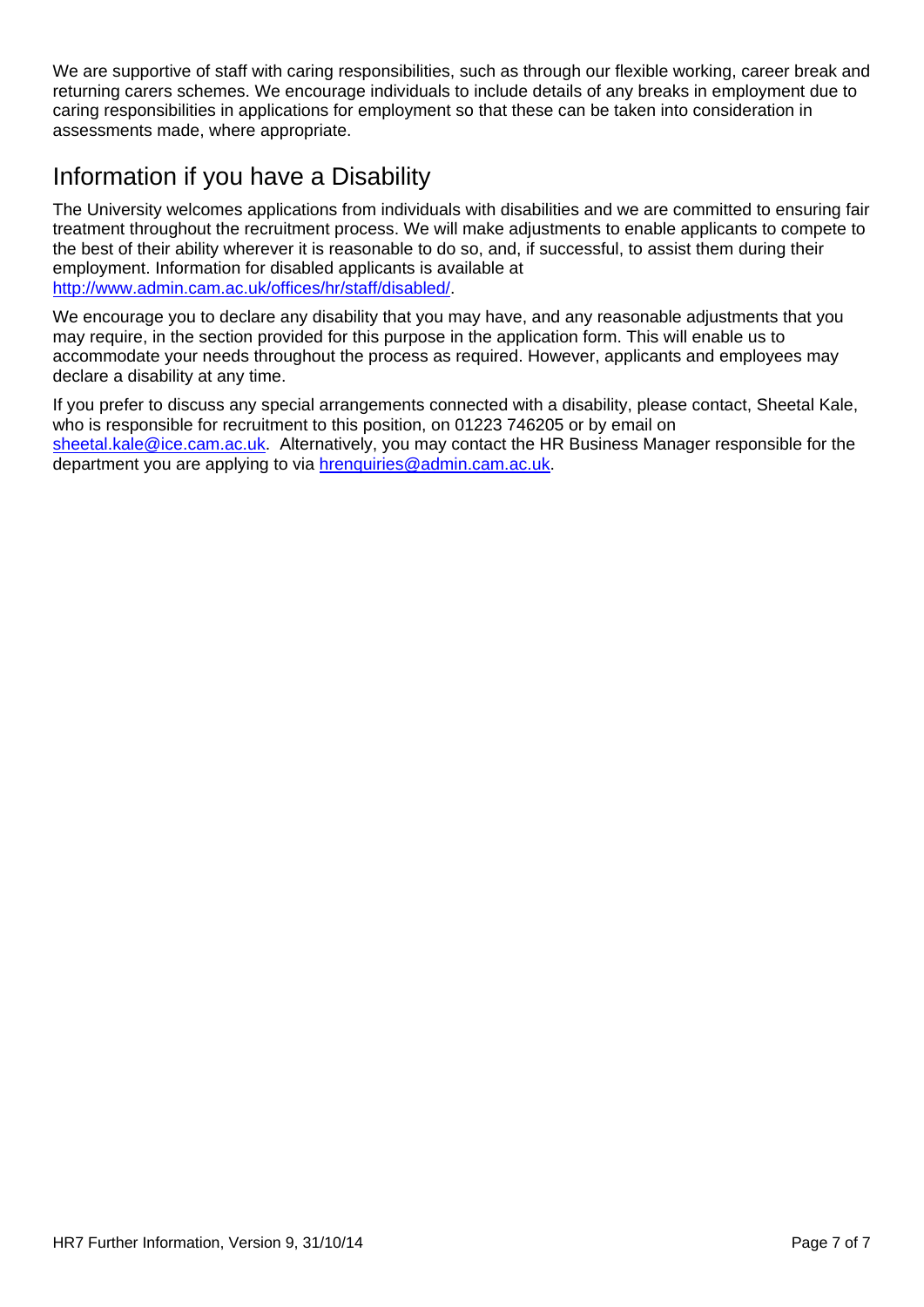We are supportive of staff with caring responsibilities, such as through our flexible working, career break and returning carers schemes. We encourage individuals to include details of any breaks in employment due to caring responsibilities in applications for employment so that these can be taken into consideration in assessments made, where appropriate.

## Information if you have a Disability

The University welcomes applications from individuals with disabilities and we are committed to ensuring fair treatment throughout the recruitment process. We will make adjustments to enable applicants to compete to the best of their ability wherever it is reasonable to do so, and, if successful, to assist them during their employment. Information for disabled applicants is available at http://www.admin.cam.ac.uk/offices/hr/staff/disabled/.

We encourage you to declare any disability that you may have, and any reasonable adjustments that you may require, in the section provided for this purpose in the application form. This will enable us to accommodate your needs throughout the process as required. However, applicants and employees may declare a disability at any time.

If you prefer to discuss any special arrangements connected with a disability, please contact, Sheetal Kale, who is responsible for recruitment to this position, on 01223 746205 or by email on sheetal.kale@ice.cam.ac.uk. Alternatively, you may contact the HR Business Manager responsible for the department you are applying to via hrenquiries@admin.cam.ac.uk.

HR7 Further Information, Version 9, 31/10/14